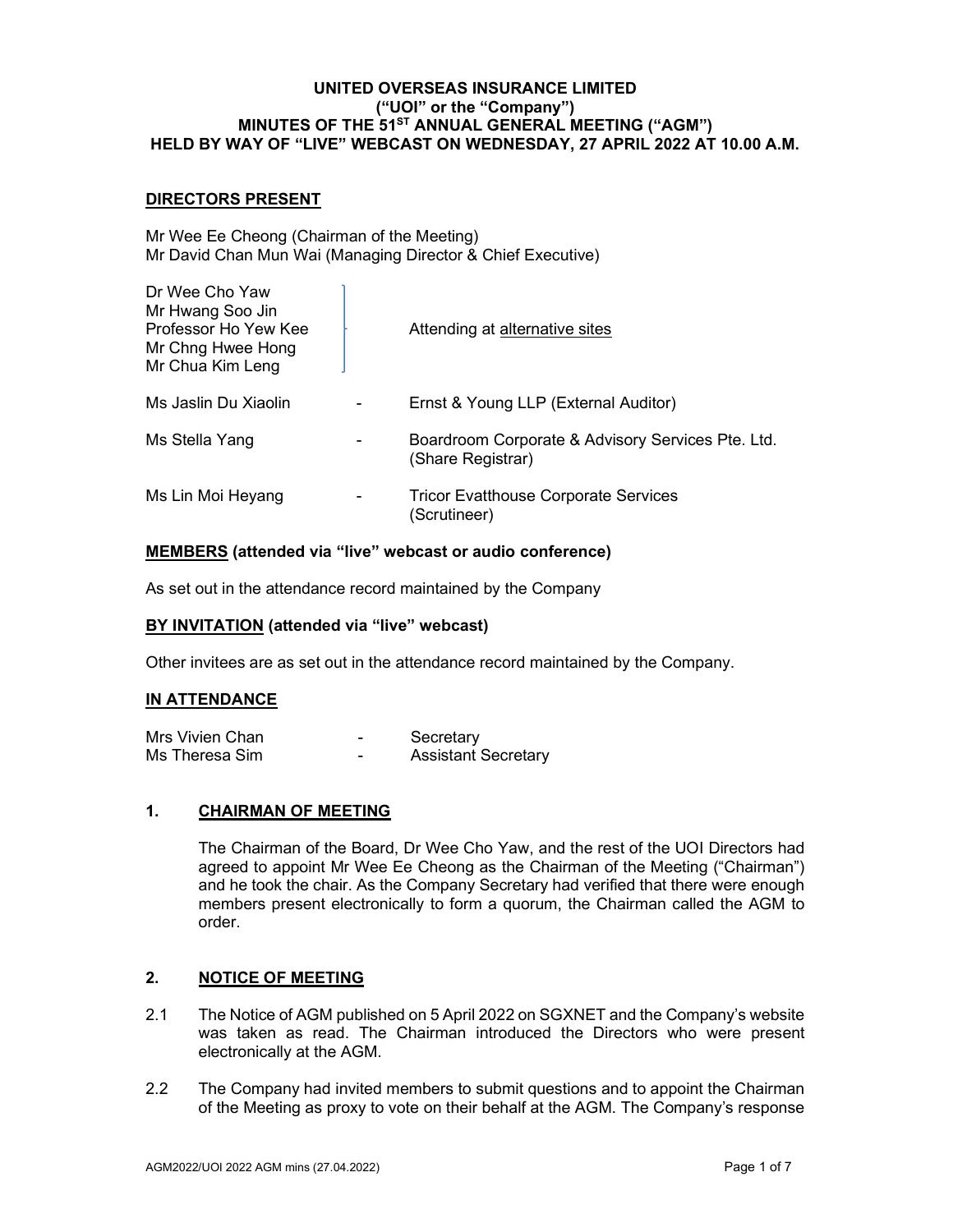**UNITED OVERSEAS INSURANCE LIMITED**
**("UOI" or the "Company")**
**MINUTES OF THE 51ST ANNUAL GENERAL MEETING ("AGM")**
**HELD BY WAY OF "LIVE" WEBCAST ON WEDNESDAY, 27 APRIL 2022 AT 10.00 A.M.**

**DIRECTORS PRESENT**

Mr Wee Ee Cheong (Chairman of the Meeting)
Mr David Chan Mun Wai (Managing Director & Chief Executive)

| | | |
|---|---|---|
| Dr Wee Cho Yaw<br>Mr Hwang Soo Jin<br>Professor Ho Yew Kee<br>Mr Chng Hwee Hong<br>Mr Chua Kim Leng | | Attending at alternative sites |
| Ms Jaslin Du Xiaolin | - | Ernst & Young LLP (External Auditor) |
| Ms Stella Yang | - | Boardroom Corporate & Advisory Services Pte. Ltd. (Share Registrar) |
| Ms Lin Moi Heyang | - | Tricor Evatthouse Corporate Services (Scrutineer) |

**MEMBERS (attended via "live" webcast or audio conference)**

As set out in the attendance record maintained by the Company

**BY INVITATION (attended via "live" webcast)**

Other invitees are as set out in the attendance record maintained by the Company.

**IN ATTENDANCE**

| | | |
|---|---|---|
| Mrs Vivien Chan | - | Secretary |
| Ms Theresa Sim | - | Assistant Secretary |

## 1. CHAIRMAN OF MEETING

The Chairman of the Board, Dr Wee Cho Yaw, and the rest of the UOI Directors had agreed to appoint Mr Wee Ee Cheong as the Chairman of the Meeting ("Chairman") and he took the chair. As the Company Secretary had verified that there were enough members present electronically to form a quorum, the Chairman called the AGM to order.

## 2. NOTICE OF MEETING

2.1 The Notice of AGM published on 5 April 2022 on SGXNET and the Company's website was taken as read. The Chairman introduced the Directors who were present electronically at the AGM.

2.2 The Company had invited members to submit questions and to appoint the Chairman of the Meeting as proxy to vote on their behalf at the AGM. The Company's response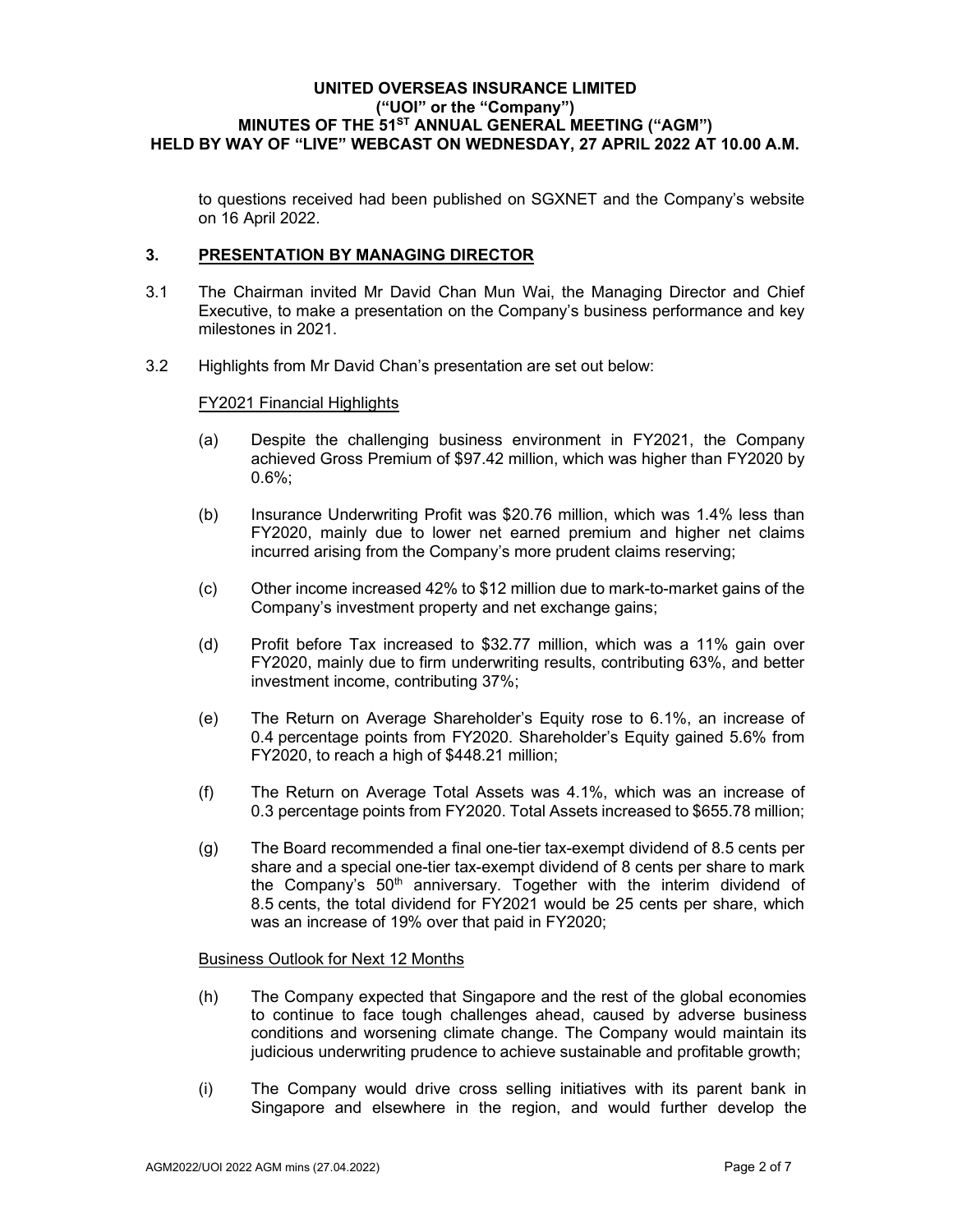to questions received had been published on SGXNET and the Company's website on 16 April 2022.

## 3. PRESENTATION BY MANAGING DIRECTOR

3.1 The Chairman invited Mr David Chan Mun Wai, the Managing Director and Chief Executive, to make a presentation on the Company's business performance and key milestones in 2021.

3.2 Highlights from Mr David Chan's presentation are set out below:

FY2021 Financial Highlights

(a) Despite the challenging business environment in FY2021, the Company achieved Gross Premium of $97.42 million, which was higher than FY2020 by 0.6%;

(b) Insurance Underwriting Profit was $20.76 million, which was 1.4% less than FY2020, mainly due to lower net earned premium and higher net claims incurred arising from the Company's more prudent claims reserving;

(c) Other income increased 42% to $12 million due to mark-to-market gains of the Company's investment property and net exchange gains;

(d) Profit before Tax increased to $32.77 million, which was a 11% gain over FY2020, mainly due to firm underwriting results, contributing 63%, and better investment income, contributing 37%;

(e) The Return on Average Shareholder's Equity rose to 6.1%, an increase of 0.4 percentage points from FY2020. Shareholder's Equity gained 5.6% from FY2020, to reach a high of $448.21 million;

(f) The Return on Average Total Assets was 4.1%, which was an increase of 0.3 percentage points from FY2020. Total Assets increased to $655.78 million;

(g) The Board recommended a final one-tier tax-exempt dividend of 8.5 cents per share and a special one-tier tax-exempt dividend of 8 cents per share to mark the Company's 50th anniversary. Together with the interim dividend of 8.5 cents, the total dividend for FY2021 would be 25 cents per share, which was an increase of 19% over that paid in FY2020;

Business Outlook for Next 12 Months

(h) The Company expected that Singapore and the rest of the global economies to continue to face tough challenges ahead, caused by adverse business conditions and worsening climate change. The Company would maintain its judicious underwriting prudence to achieve sustainable and profitable growth;

(i) The Company would drive cross selling initiatives with its parent bank in Singapore and elsewhere in the region, and would further develop the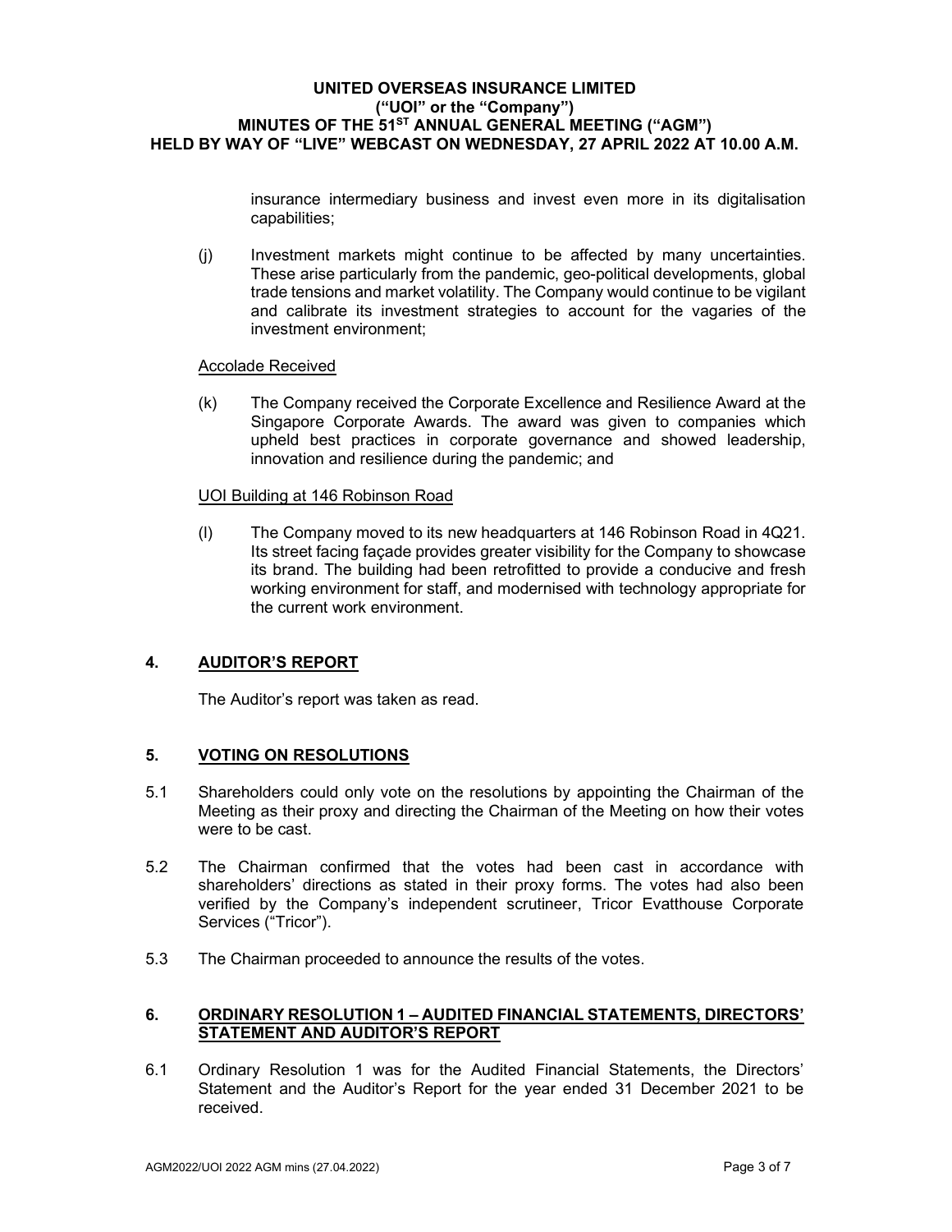insurance intermediary business and invest even more in its digitalisation capabilities;

(j) Investment markets might continue to be affected by many uncertainties. These arise particularly from the pandemic, geo-political developments, global trade tensions and market volatility. The Company would continue to be vigilant and calibrate its investment strategies to account for the vagaries of the investment environment;

<u>Accolade Received</u>

(k) The Company received the Corporate Excellence and Resilience Award at the Singapore Corporate Awards. The award was given to companies which upheld best practices in corporate governance and showed leadership, innovation and resilience during the pandemic; and

<u>UOI Building at 146 Robinson Road</u>

(l) The Company moved to its new headquarters at 146 Robinson Road in 4Q21. Its street facing façade provides greater visibility for the Company to showcase its brand. The building had been retrofitted to provide a conducive and fresh working environment for staff, and modernised with technology appropriate for the current work environment.

## 4. AUDITOR'S REPORT

The Auditor's report was taken as read.

## 5. VOTING ON RESOLUTIONS

5.1 Shareholders could only vote on the resolutions by appointing the Chairman of the Meeting as their proxy and directing the Chairman of the Meeting on how their votes were to be cast.

5.2 The Chairman confirmed that the votes had been cast in accordance with shareholders' directions as stated in their proxy forms. The votes had also been verified by the Company's independent scrutineer, Tricor Evatthouse Corporate Services ("Tricor").

5.3 The Chairman proceeded to announce the results of the votes.

## 6. ORDINARY RESOLUTION 1 – AUDITED FINANCIAL STATEMENTS, DIRECTORS' STATEMENT AND AUDITOR'S REPORT

6.1 Ordinary Resolution 1 was for the Audited Financial Statements, the Directors' Statement and the Auditor's Report for the year ended 31 December 2021 to be received.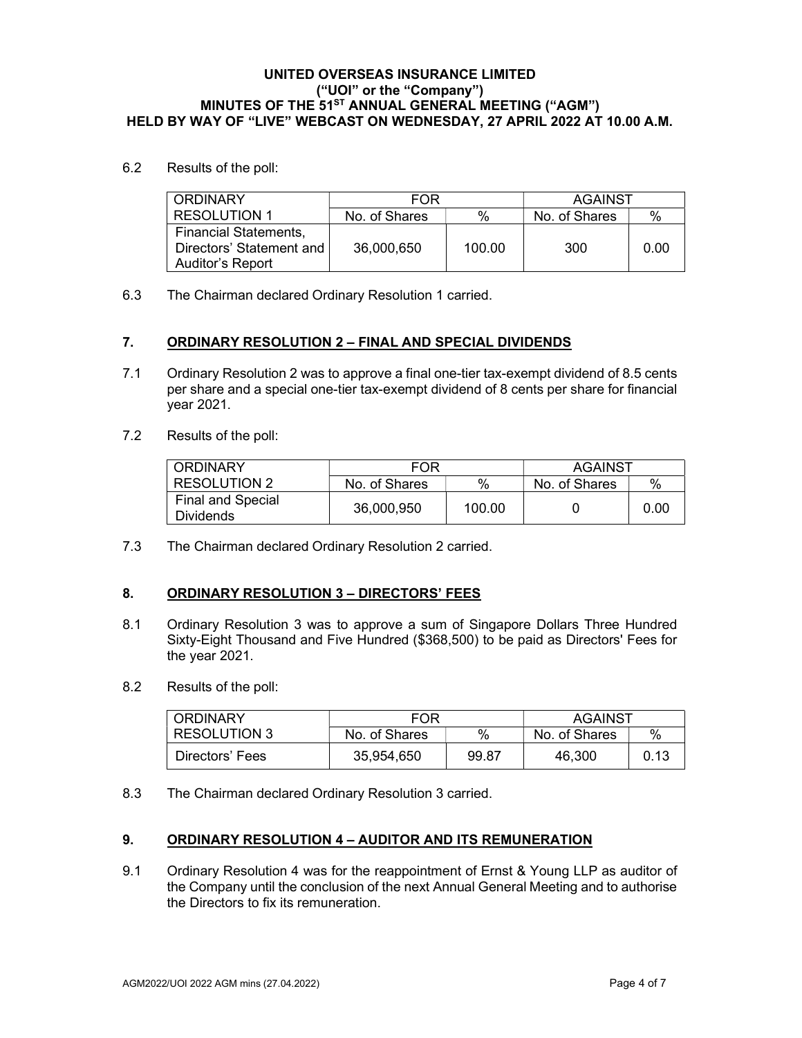**UNITED OVERSEAS INSURANCE LIMITED**
**("UOI" or the "Company")**
**MINUTES OF THE 51ST ANNUAL GENERAL MEETING ("AGM")**
**HELD BY WAY OF "LIVE" WEBCAST ON WEDNESDAY, 27 APRIL 2022 AT 10.00 A.M.**

6.2 Results of the poll:

| ORDINARY RESOLUTION 1 | FOR | | AGAINST | |
|---|---|---|---|---|
| | No. of Shares | % | No. of Shares | % |
| Financial Statements, Directors' Statement and Auditor's Report | 36,000,650 | 100.00 | 300 | 0.00 |

6.3 The Chairman declared Ordinary Resolution 1 carried.

## 7. ORDINARY RESOLUTION 2 – FINAL AND SPECIAL DIVIDENDS

7.1 Ordinary Resolution 2 was to approve a final one-tier tax-exempt dividend of 8.5 cents per share and a special one-tier tax-exempt dividend of 8 cents per share for financial year 2021.

7.2 Results of the poll:

| ORDINARY RESOLUTION 2 | FOR | | AGAINST | |
|---|---|---|---|---|
| | No. of Shares | % | No. of Shares | % |
| Final and Special Dividends | 36,000,950 | 100.00 | 0 | 0.00 |

7.3 The Chairman declared Ordinary Resolution 2 carried.

## 8. ORDINARY RESOLUTION 3 – DIRECTORS' FEES

8.1 Ordinary Resolution 3 was to approve a sum of Singapore Dollars Three Hundred Sixty-Eight Thousand and Five Hundred ($368,500) to be paid as Directors' Fees for the year 2021.

8.2 Results of the poll:

| ORDINARY RESOLUTION 3 | FOR | | AGAINST | |
|---|---|---|---|---|
| | No. of Shares | % | No. of Shares | % |
| Directors' Fees | 35,954,650 | 99.87 | 46,300 | 0.13 |

8.3 The Chairman declared Ordinary Resolution 3 carried.

## 9. ORDINARY RESOLUTION 4 – AUDITOR AND ITS REMUNERATION

9.1 Ordinary Resolution 4 was for the reappointment of Ernst & Young LLP as auditor of the Company until the conclusion of the next Annual General Meeting and to authorise the Directors to fix its remuneration.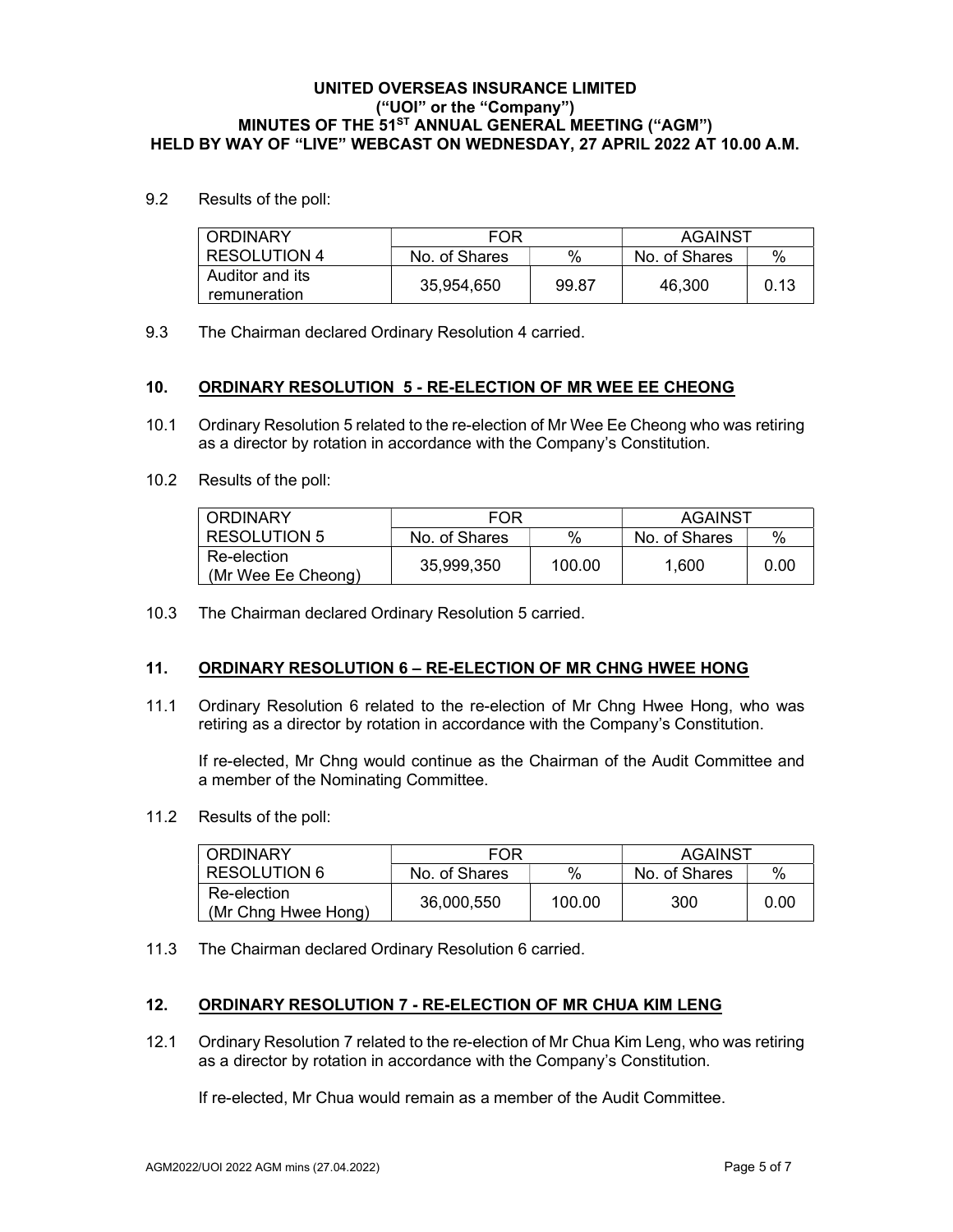9.2 Results of the poll:

| ORDINARY RESOLUTION 4 | FOR | | AGAINST | |
|---|---|---|---|---|
| | No. of Shares | % | No. of Shares | % |
| Auditor and its remuneration | 35,954,650 | 99.87 | 46,300 | 0.13 |

9.3 The Chairman declared Ordinary Resolution 4 carried.

## 10. ORDINARY RESOLUTION 5 - RE-ELECTION OF MR WEE EE CHEONG

10.1 Ordinary Resolution 5 related to the re-election of Mr Wee Ee Cheong who was retiring as a director by rotation in accordance with the Company's Constitution.

10.2 Results of the poll:

| ORDINARY RESOLUTION 5 | FOR | | AGAINST | |
|---|---|---|---|---|
| | No. of Shares | % | No. of Shares | % |
| Re-election (Mr Wee Ee Cheong) | 35,999,350 | 100.00 | 1,600 | 0.00 |

10.3 The Chairman declared Ordinary Resolution 5 carried.

## 11. ORDINARY RESOLUTION 6 – RE-ELECTION OF MR CHNG HWEE HONG

11.1 Ordinary Resolution 6 related to the re-election of Mr Chng Hwee Hong, who was retiring as a director by rotation in accordance with the Company's Constitution.

If re-elected, Mr Chng would continue as the Chairman of the Audit Committee and a member of the Nominating Committee.

11.2 Results of the poll:

| ORDINARY RESOLUTION 6 | FOR | | AGAINST | |
|---|---|---|---|---|
| | No. of Shares | % | No. of Shares | % |
| Re-election (Mr Chng Hwee Hong) | 36,000,550 | 100.00 | 300 | 0.00 |

11.3 The Chairman declared Ordinary Resolution 6 carried.

## 12. ORDINARY RESOLUTION 7 - RE-ELECTION OF MR CHUA KIM LENG

12.1 Ordinary Resolution 7 related to the re-election of Mr Chua Kim Leng, who was retiring as a director by rotation in accordance with the Company's Constitution.

If re-elected, Mr Chua would remain as a member of the Audit Committee.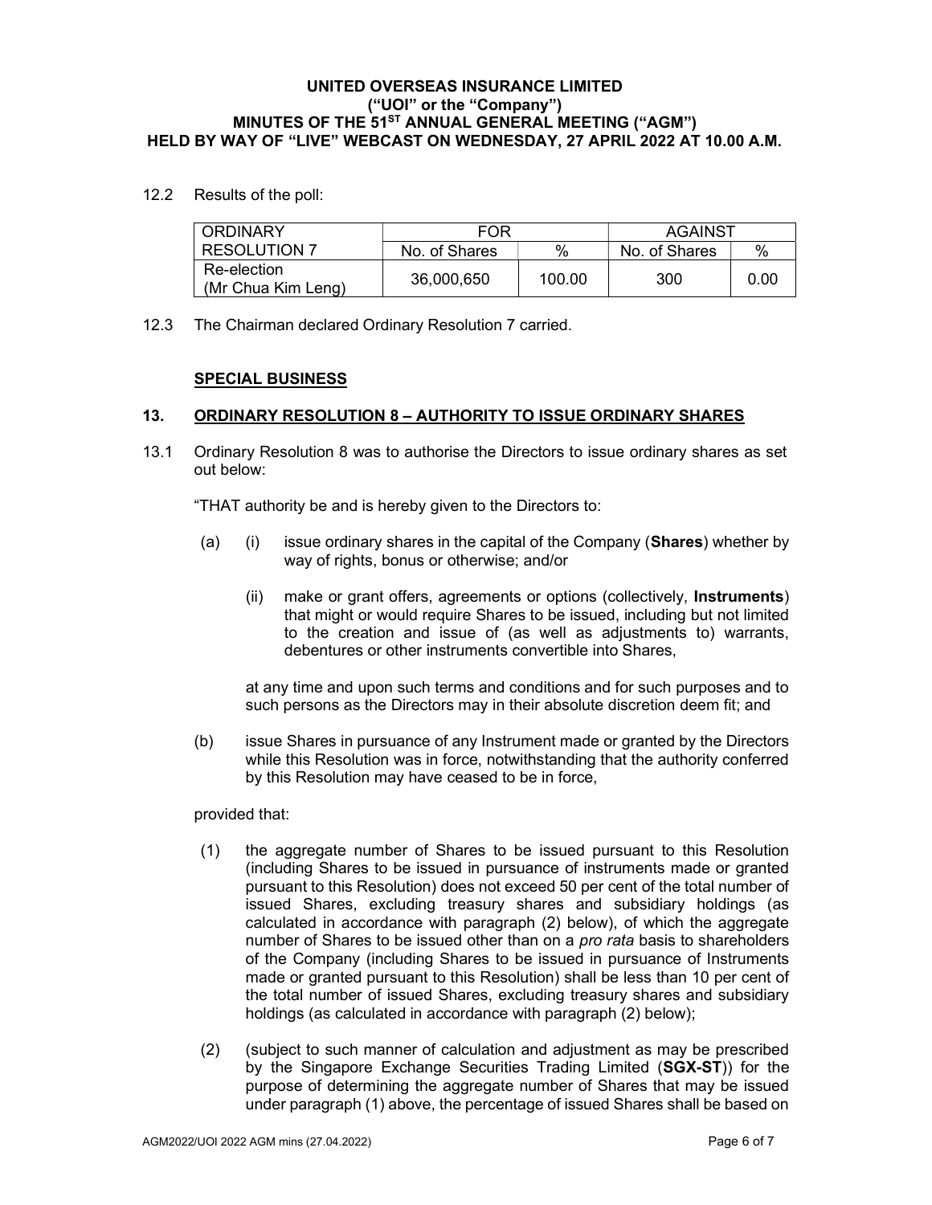12.2 Results of the poll:

| ORDINARY RESOLUTION 7 | FOR | | AGAINST | |
|---|---|---|---|---|
| | No. of Shares | % | No. of Shares | % |
| Re-election (Mr Chua Kim Leng) | 36,000,650 | 100.00 | 300 | 0.00 |

12.3 The Chairman declared Ordinary Resolution 7 carried.

**SPECIAL BUSINESS**

## 13. ORDINARY RESOLUTION 8 – AUTHORITY TO ISSUE ORDINARY SHARES

13.1 Ordinary Resolution 8 was to authorise the Directors to issue ordinary shares as set out below:

"THAT authority be and is hereby given to the Directors to:

(a) (i) issue ordinary shares in the capital of the Company (**Shares**) whether by way of rights, bonus or otherwise; and/or

(ii) make or grant offers, agreements or options (collectively, **Instruments**) that might or would require Shares to be issued, including but not limited to the creation and issue of (as well as adjustments to) warrants, debentures or other instruments convertible into Shares,

at any time and upon such terms and conditions and for such purposes and to such persons as the Directors may in their absolute discretion deem fit; and

(b) issue Shares in pursuance of any Instrument made or granted by the Directors while this Resolution was in force, notwithstanding that the authority conferred by this Resolution may have ceased to be in force,

provided that:

(1) the aggregate number of Shares to be issued pursuant to this Resolution (including Shares to be issued in pursuance of instruments made or granted pursuant to this Resolution) does not exceed 50 per cent of the total number of issued Shares, excluding treasury shares and subsidiary holdings (as calculated in accordance with paragraph (2) below), of which the aggregate number of Shares to be issued other than on a *pro rata* basis to shareholders of the Company (including Shares to be issued in pursuance of Instruments made or granted pursuant to this Resolution) shall be less than 10 per cent of the total number of issued Shares, excluding treasury shares and subsidiary holdings (as calculated in accordance with paragraph (2) below);

(2) (subject to such manner of calculation and adjustment as may be prescribed by the Singapore Exchange Securities Trading Limited (**SGX-ST**)) for the purpose of determining the aggregate number of Shares that may be issued under paragraph (1) above, the percentage of issued Shares shall be based on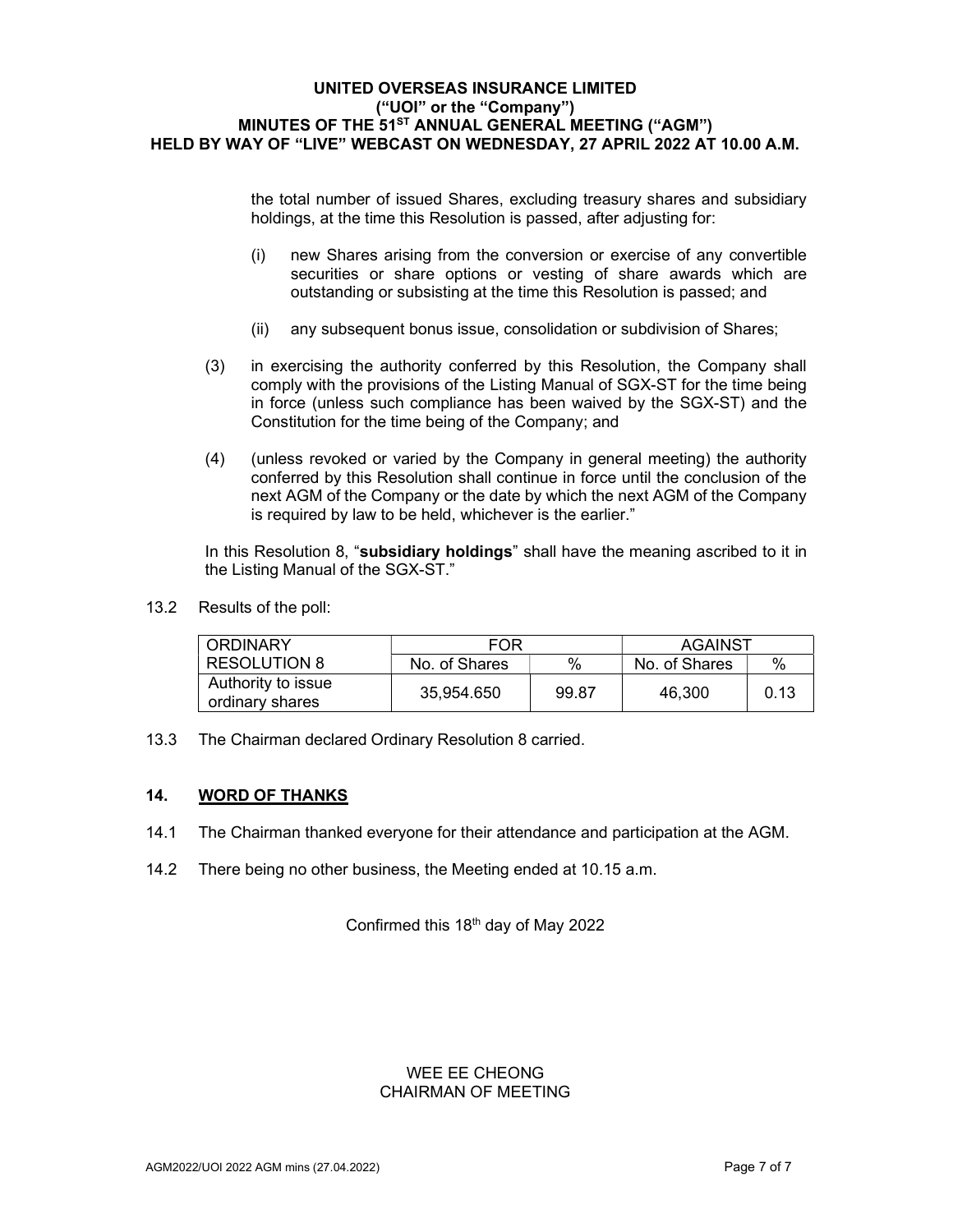the total number of issued Shares, excluding treasury shares and subsidiary holdings, at the time this Resolution is passed, after adjusting for:

(i) new Shares arising from the conversion or exercise of any convertible securities or share options or vesting of share awards which are outstanding or subsisting at the time this Resolution is passed; and

(ii) any subsequent bonus issue, consolidation or subdivision of Shares;

(3) in exercising the authority conferred by this Resolution, the Company shall comply with the provisions of the Listing Manual of SGX-ST for the time being in force (unless such compliance has been waived by the SGX-ST) and the Constitution for the time being of the Company; and

(4) (unless revoked or varied by the Company in general meeting) the authority conferred by this Resolution shall continue in force until the conclusion of the next AGM of the Company or the date by which the next AGM of the Company is required by law to be held, whichever is the earlier."

In this Resolution 8, "**subsidiary holdings**" shall have the meaning ascribed to it in the Listing Manual of the SGX-ST."

13.2 Results of the poll:

| ORDINARY RESOLUTION 8 | FOR | | AGAINST | |
|---|---|---|---|---|
| | No. of Shares | % | No. of Shares | % |
| Authority to issue ordinary shares | 35,954.650 | 99.87 | 46,300 | 0.13 |

13.3 The Chairman declared Ordinary Resolution 8 carried.

## 14. WORD OF THANKS

14.1 The Chairman thanked everyone for their attendance and participation at the AGM.

14.2 There being no other business, the Meeting ended at 10.15 a.m.

Confirmed this 18th day of May 2022

WEE EE CHEONG
CHAIRMAN OF MEETING